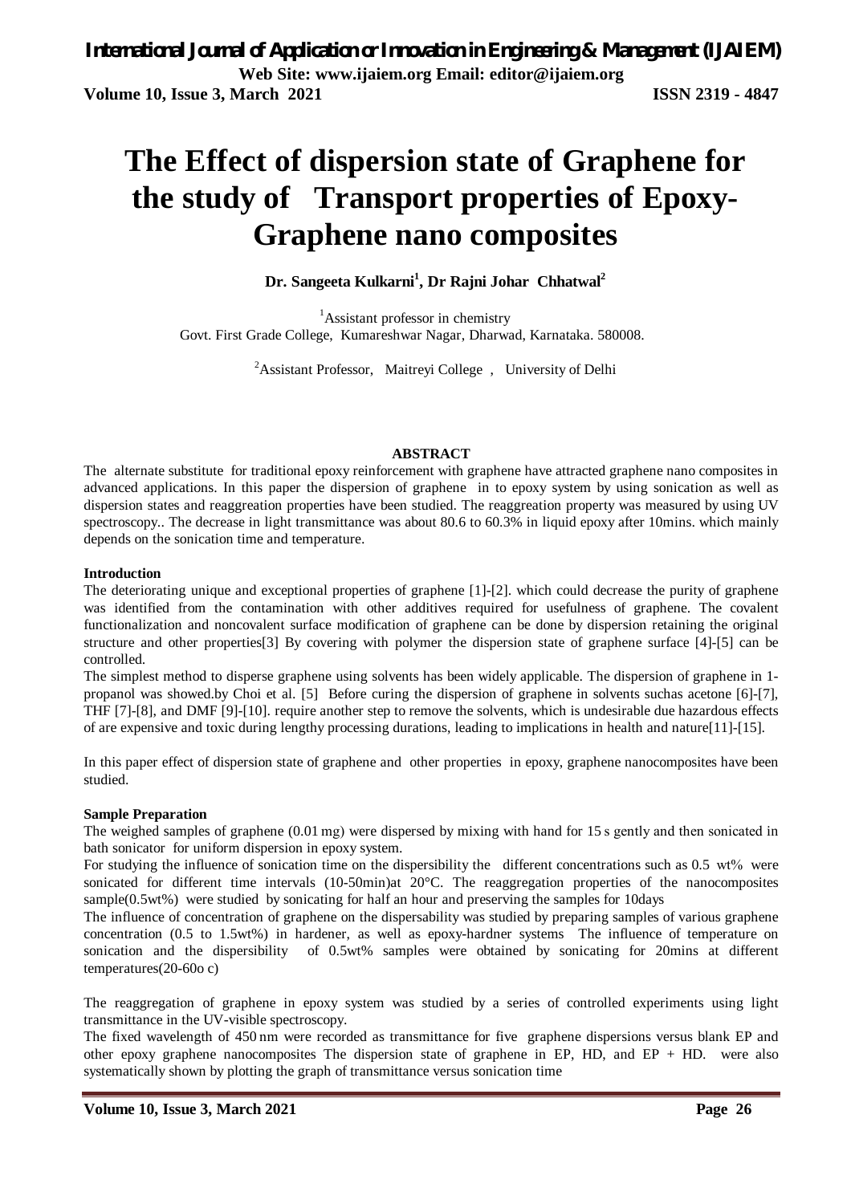# The Effect of dispersion state of Graphene for the study of Transport properties of Epoxy-Graphene nano composites

**Dr. Sangeeta Kulkarni[1], Dr Rajni Johar Chhatwal[2]**

[1]Assistant professor in chemistry
Govt. First Grade College, Kumareshwar Nagar, Dharwad, Karnataka. 580008.

[2]Assistant Professor, Maitreyi College , University of Delhi

## ABSTRACT

The alternate substitute for traditional epoxy reinforcement with graphene have attracted graphene nano composites in advanced applications. In this paper the dispersion of graphene in to epoxy system by using sonication as well as dispersion states and reaggreation properties have been studied. The reaggreation property was measured by using UV spectroscopy.. The decrease in light transmittance was about 80.6 to 60.3% in liquid epoxy after 10mins. which mainly depends on the sonication time and temperature.

### Introduction

The deteriorating unique and exceptional properties of graphene [1]-[2]. which could decrease the purity of graphene was identified from the contamination with other additives required for usefulness of graphene. The covalent functionalization and noncovalent surface modification of graphene can be done by dispersion retaining the original structure and other properties[3] By covering with polymer the dispersion state of graphene surface [4]-[5] can be controlled.

The simplest method to disperse graphene using solvents has been widely applicable. The dispersion of graphene in 1-propanol was showed.by Choi et al. [5] Before curing the dispersion of graphene in solvents suchas acetone [6]-[7], THF [7]-[8], and DMF [9]-[10]. require another step to remove the solvents, which is undesirable due hazardous effects of are expensive and toxic during lengthy processing durations, leading to implications in health and nature[11]-[15].

In this paper effect of dispersion state of graphene and other properties in epoxy, graphene nanocomposites have been studied.

### Sample Preparation

The weighed samples of graphene (0.01 mg) were dispersed by mixing with hand for 15 s gently and then sonicated in bath sonicator for uniform dispersion in epoxy system.

For studying the influence of sonication time on the dispersibility the different concentrations such as 0.5 wt% were sonicated for different time intervals (10-50min)at 20°C. The reaggregation properties of the nanocomposites sample(0.5wt%) were studied by sonicating for half an hour and preserving the samples for 10days

The influence of concentration of graphene on the dispersability was studied by preparing samples of various graphene concentration (0.5 to 1.5wt%) in hardener, as well as epoxy-hardner systems The influence of temperature on sonication and the dispersibility of 0.5wt% samples were obtained by sonicating for 20mins at different temperatures(20-60o c)

The reaggregation of graphene in epoxy system was studied by a series of controlled experiments using light transmittance in the UV-visible spectroscopy.

The fixed wavelength of 450 nm were recorded as transmittance for five graphene dispersions versus blank EP and other epoxy graphene nanocomposites The dispersion state of graphene in EP, HD, and EP + HD. were also systematically shown by plotting the graph of transmittance versus sonication time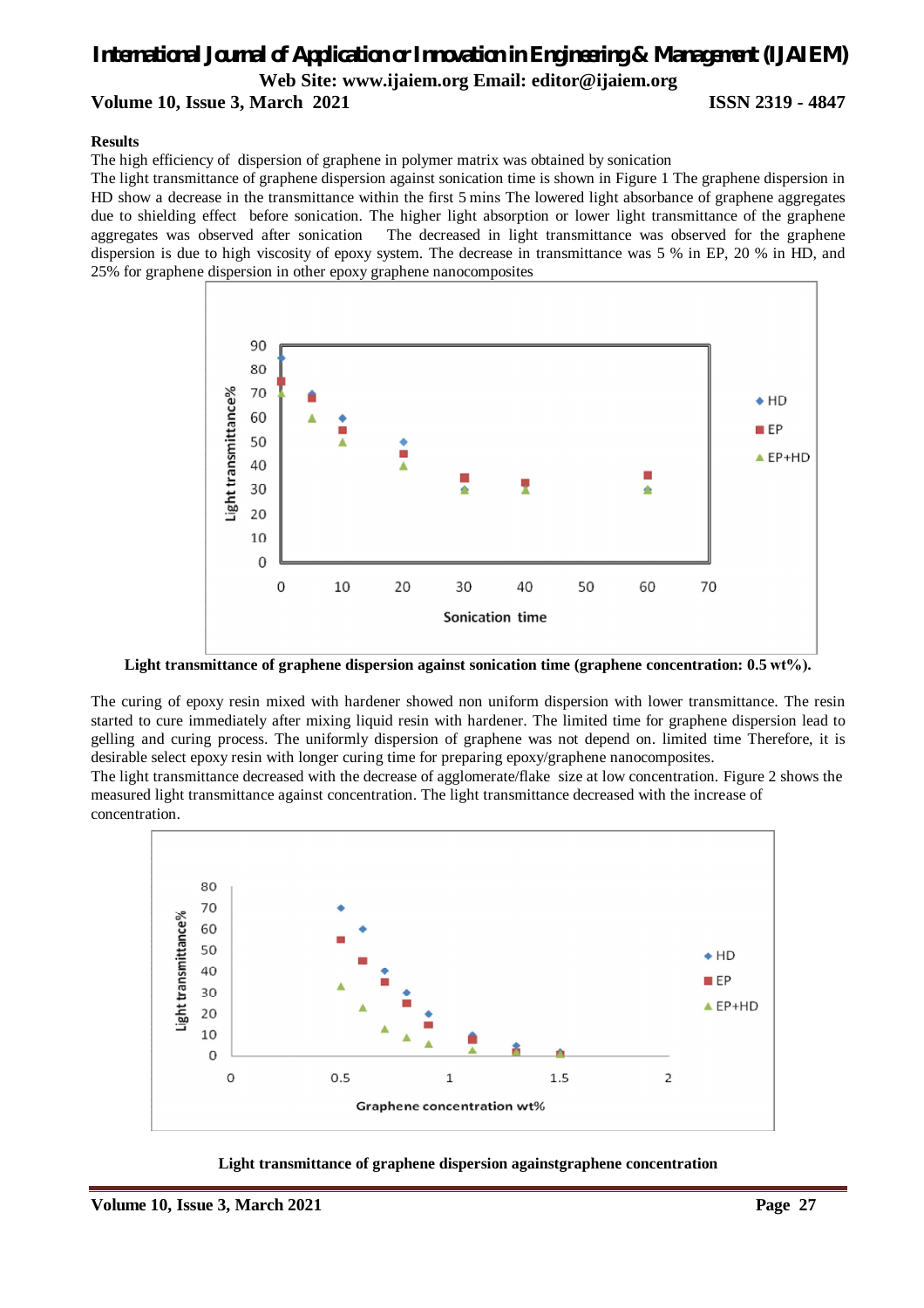**Results**

The high efficiency of dispersion of graphene in polymer matrix was obtained by sonication

The light transmittance of graphene dispersion against sonication time is shown in Figure 1 The graphene dispersion in HD show a decrease in the transmittance within the first 5 mins The lowered light absorbance of graphene aggregates due to shielding effect before sonication. The higher light absorption or lower light transmittance of the graphene aggregates was observed after sonication The decreased in light transmittance was observed for the graphene dispersion is due to high viscosity of epoxy system. The decrease in transmittance was 5 % in EP, 20 % in HD, and 25% for graphene dispersion in other epoxy graphene nanocomposites

**Light transmittance of graphene dispersion against sonication time (graphene concentration: 0.5 wt%).**

The curing of epoxy resin mixed with hardener showed non uniform dispersion with lower transmittance. The resin started to cure immediately after mixing liquid resin with hardener. The limited time for graphene dispersion lead to gelling and curing process. The uniformly dispersion of graphene was not depend on. limited time Therefore, it is desirable select epoxy resin with longer curing time for preparing epoxy/graphene nanocomposites.

The light transmittance decreased with the decrease of agglomerate/flake size at low concentration. Figure 2 shows the measured light transmittance against concentration. The light transmittance decreased with the increase of concentration.

**Light transmittance of graphene dispersion againstgraphene concentration**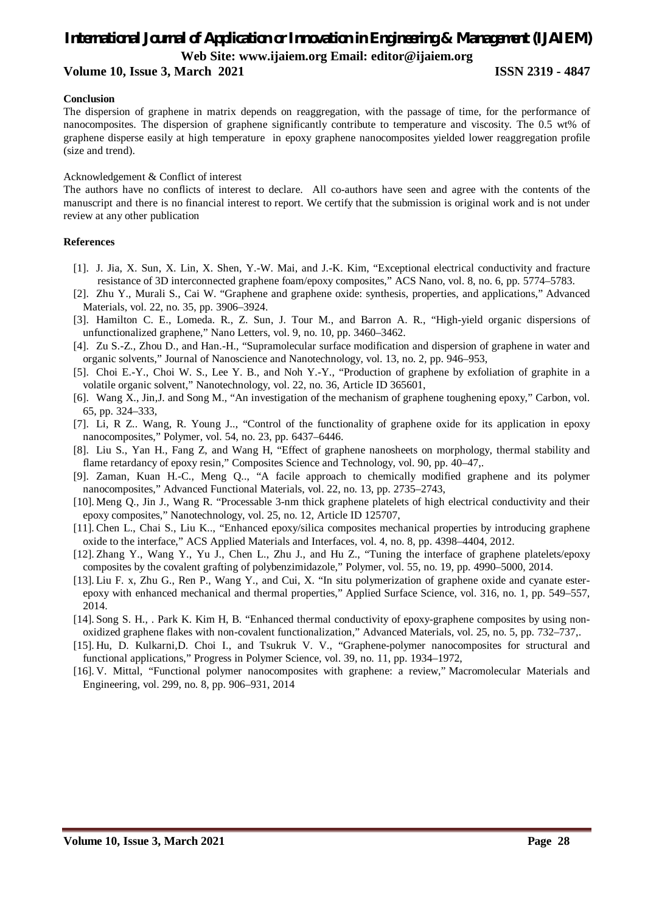**Conclusion**

The dispersion of graphene in matrix depends on reaggregation, with the passage of time, for the performance of nanocomposites. The dispersion of graphene significantly contribute to temperature and viscosity. The 0.5 wt% of graphene disperse easily at high temperature in epoxy graphene nanocomposites yielded lower reaggregation profile (size and trend).

Acknowledgement & Conflict of interest

The authors have no conflicts of interest to declare. All co-authors have seen and agree with the contents of the manuscript and there is no financial interest to report. We certify that the submission is original work and is not under review at any other publication

**References**

[1]. J. Jia, X. Sun, X. Lin, X. Shen, Y.-W. Mai, and J.-K. Kim, "Exceptional electrical conductivity and fracture resistance of 3D interconnected graphene foam/epoxy composites," ACS Nano, vol. 8, no. 6, pp. 5774–5783.

[2]. Zhu Y., Murali S., Cai W. "Graphene and graphene oxide: synthesis, properties, and applications," Advanced Materials, vol. 22, no. 35, pp. 3906–3924.

[3]. Hamilton C. E., Lomeda. R., Z. Sun, J. Tour M., and Barron A. R., "High-yield organic dispersions of unfunctionalized graphene," Nano Letters, vol. 9, no. 10, pp. 3460–3462.

[4]. Zu S.-Z., Zhou D., and Han.-H., "Supramolecular surface modification and dispersion of graphene in water and organic solvents," Journal of Nanoscience and Nanotechnology, vol. 13, no. 2, pp. 946–953,

[5]. Choi E.-Y., Choi W. S., Lee Y. B., and Noh Y.-Y., "Production of graphene by exfoliation of graphite in a volatile organic solvent," Nanotechnology, vol. 22, no. 36, Article ID 365601,

[6]. Wang X., Jin,J. and Song M., "An investigation of the mechanism of graphene toughening epoxy," Carbon, vol. 65, pp. 324–333,

[7]. Li, R Z.. Wang, R. Young J.., "Control of the functionality of graphene oxide for its application in epoxy nanocomposites," Polymer, vol. 54, no. 23, pp. 6437–6446.

[8]. Liu S., Yan H., Fang Z, and Wang H, "Effect of graphene nanosheets on morphology, thermal stability and flame retardancy of epoxy resin," Composites Science and Technology, vol. 90, pp. 40–47,.

[9]. Zaman, Kuan H.-C., Meng Q.., "A facile approach to chemically modified graphene and its polymer nanocomposites," Advanced Functional Materials, vol. 22, no. 13, pp. 2735–2743,

[10]. Meng Q., Jin J., Wang R. "Processable 3-nm thick graphene platelets of high electrical conductivity and their epoxy composites," Nanotechnology, vol. 25, no. 12, Article ID 125707,

[11]. Chen L., Chai S., Liu K.., "Enhanced epoxy/silica composites mechanical properties by introducing graphene oxide to the interface," ACS Applied Materials and Interfaces, vol. 4, no. 8, pp. 4398–4404, 2012.

[12]. Zhang Y., Wang Y., Yu J., Chen L., Zhu J., and Hu Z., "Tuning the interface of graphene platelets/epoxy composites by the covalent grafting of polybenzimidazole," Polymer, vol. 55, no. 19, pp. 4990–5000, 2014.

[13]. Liu F. x, Zhu G., Ren P., Wang Y., and Cui, X. "In situ polymerization of graphene oxide and cyanate ester-epoxy with enhanced mechanical and thermal properties," Applied Surface Science, vol. 316, no. 1, pp. 549–557, 2014.

[14]. Song S. H., . Park K. Kim H, B. "Enhanced thermal conductivity of epoxy-graphene composites by using non-oxidized graphene flakes with non-covalent functionalization," Advanced Materials, vol. 25, no. 5, pp. 732–737,.

[15]. Hu, D. Kulkarni,D. Choi I., and Tsukruk V. V., "Graphene-polymer nanocomposites for structural and functional applications," Progress in Polymer Science, vol. 39, no. 11, pp. 1934–1972,

[16]. V. Mittal, "Functional polymer nanocomposites with graphene: a review," Macromolecular Materials and Engineering, vol. 299, no. 8, pp. 906–931, 2014